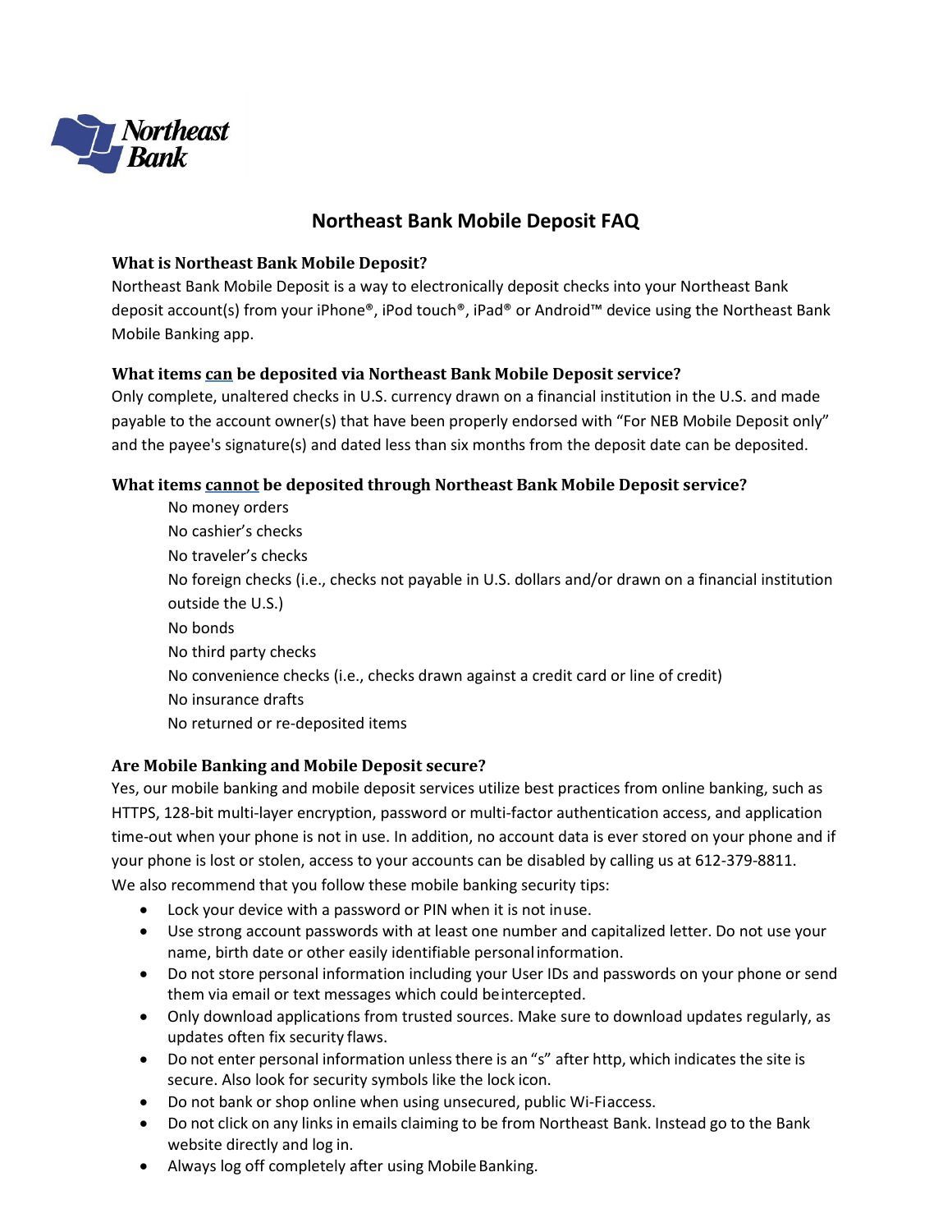Northeast Bank

# Northeast Bank Mobile Deposit FAQ

### What is Northeast Bank Mobile Deposit?

Northeast Bank Mobile Deposit is a way to electronically deposit checks into your Northeast Bank deposit account(s) from your iPhone®, iPod touch®, iPad® or Android™ device using the Northeast Bank Mobile Banking app.

### What items can be deposited via Northeast Bank Mobile Deposit service?

Only complete, unaltered checks in U.S. currency drawn on a financial institution in the U.S. and made payable to the account owner(s) that have been properly endorsed with "For NEB Mobile Deposit only" and the payee's signature(s) and dated less than six months from the deposit date can be deposited.

### What items cannot be deposited through Northeast Bank Mobile Deposit service?

No money orders
No cashier's checks
No traveler's checks
No foreign checks (i.e., checks not payable in U.S. dollars and/or drawn on a financial institution outside the U.S.)
No bonds
No third party checks
No convenience checks (i.e., checks drawn against a credit card or line of credit)
No insurance drafts
No returned or re-deposited items

### Are Mobile Banking and Mobile Deposit secure?

Yes, our mobile banking and mobile deposit services utilize best practices from online banking, such as HTTPS, 128-bit multi-layer encryption, password or multi-factor authentication access, and application time-out when your phone is not in use. In addition, no account data is ever stored on your phone and if your phone is lost or stolen, access to your accounts can be disabled by calling us at 612-379-8811. We also recommend that you follow these mobile banking security tips:

- Lock your device with a password or PIN when it is not in use.
- Use strong account passwords with at least one number and capitalized letter. Do not use your name, birth date or other easily identifiable personal information.
- Do not store personal information including your User IDs and passwords on your phone or send them via email or text messages which could be intercepted.
- Only download applications from trusted sources. Make sure to download updates regularly, as updates often fix security flaws.
- Do not enter personal information unless there is an "s" after http, which indicates the site is secure. Also look for security symbols like the lock icon.
- Do not bank or shop online when using unsecured, public Wi-Fi access.
- Do not click on any links in emails claiming to be from Northeast Bank. Instead go to the Bank website directly and log in.
- Always log off completely after using Mobile Banking.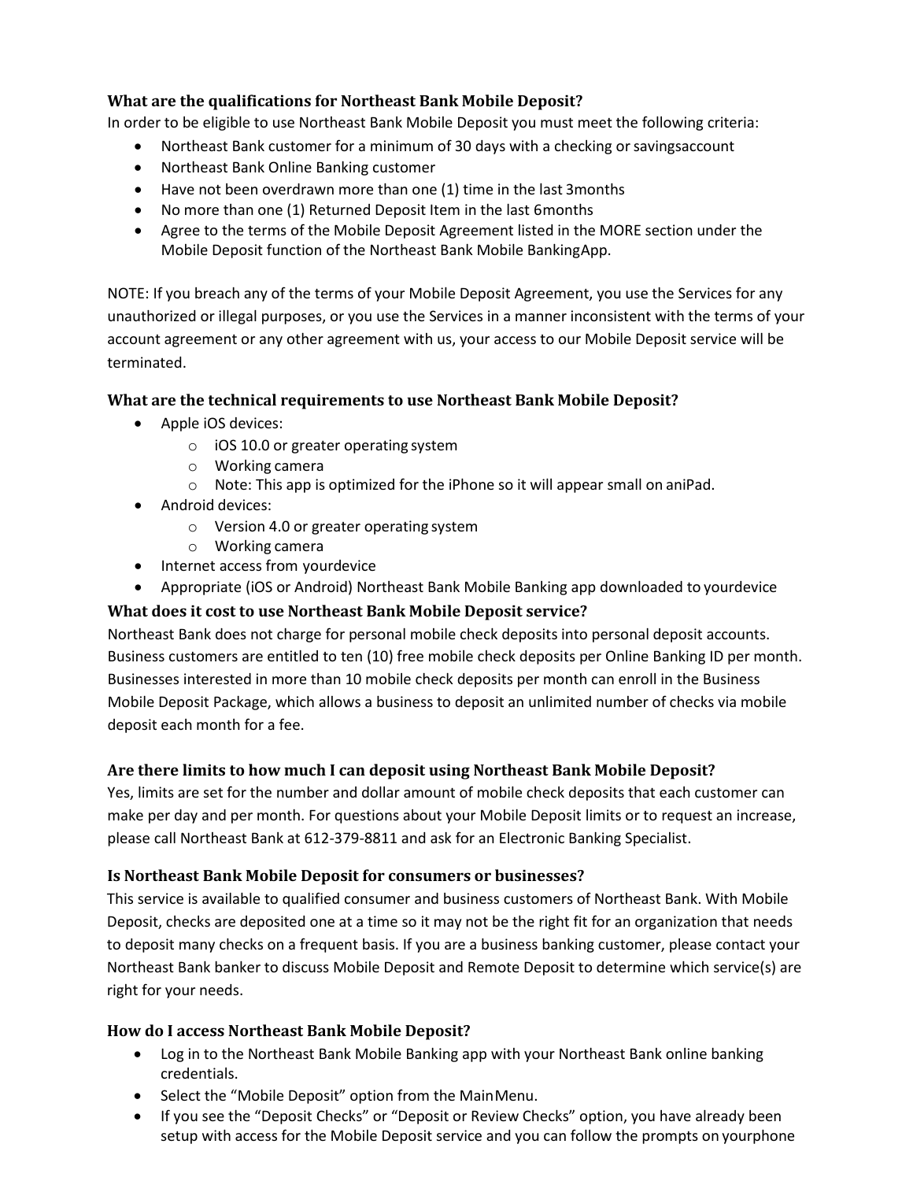### What are the qualifications for Northeast Bank Mobile Deposit?

In order to be eligible to use Northeast Bank Mobile Deposit you must meet the following criteria:

- Northeast Bank customer for a minimum of 30 days with a checking or savingsaccount
- Northeast Bank Online Banking customer
- Have not been overdrawn more than one (1) time in the last 3months
- No more than one (1) Returned Deposit Item in the last 6months
- Agree to the terms of the Mobile Deposit Agreement listed in the MORE section under the Mobile Deposit function of the Northeast Bank Mobile BankingApp.

NOTE: If you breach any of the terms of your Mobile Deposit Agreement, you use the Services for any unauthorized or illegal purposes, or you use the Services in a manner inconsistent with the terms of your account agreement or any other agreement with us, your access to our Mobile Deposit service will be terminated.

### What are the technical requirements to use Northeast Bank Mobile Deposit?

- Apple iOS devices:
  - iOS 10.0 or greater operating system
  - Working camera
  - Note: This app is optimized for the iPhone so it will appear small on aniPad.
- Android devices:
  - Version 4.0 or greater operating system
  - Working camera
- Internet access from yourdevice
- Appropriate (iOS or Android) Northeast Bank Mobile Banking app downloaded to yourdevice

### What does it cost to use Northeast Bank Mobile Deposit service?

Northeast Bank does not charge for personal mobile check deposits into personal deposit accounts. Business customers are entitled to ten (10) free mobile check deposits per Online Banking ID per month. Businesses interested in more than 10 mobile check deposits per month can enroll in the Business Mobile Deposit Package, which allows a business to deposit an unlimited number of checks via mobile deposit each month for a fee.

### Are there limits to how much I can deposit using Northeast Bank Mobile Deposit?

Yes, limits are set for the number and dollar amount of mobile check deposits that each customer can make per day and per month. For questions about your Mobile Deposit limits or to request an increase, please call Northeast Bank at 612-379-8811 and ask for an Electronic Banking Specialist.

### Is Northeast Bank Mobile Deposit for consumers or businesses?

This service is available to qualified consumer and business customers of Northeast Bank. With Mobile Deposit, checks are deposited one at a time so it may not be the right fit for an organization that needs to deposit many checks on a frequent basis. If you are a business banking customer, please contact your Northeast Bank banker to discuss Mobile Deposit and Remote Deposit to determine which service(s) are right for your needs.

### How do I access Northeast Bank Mobile Deposit?

- Log in to the Northeast Bank Mobile Banking app with your Northeast Bank online banking credentials.
- Select the "Mobile Deposit" option from the MainMenu.
- If you see the "Deposit Checks" or "Deposit or Review Checks" option, you have already been setup with access for the Mobile Deposit service and you can follow the prompts on yourphone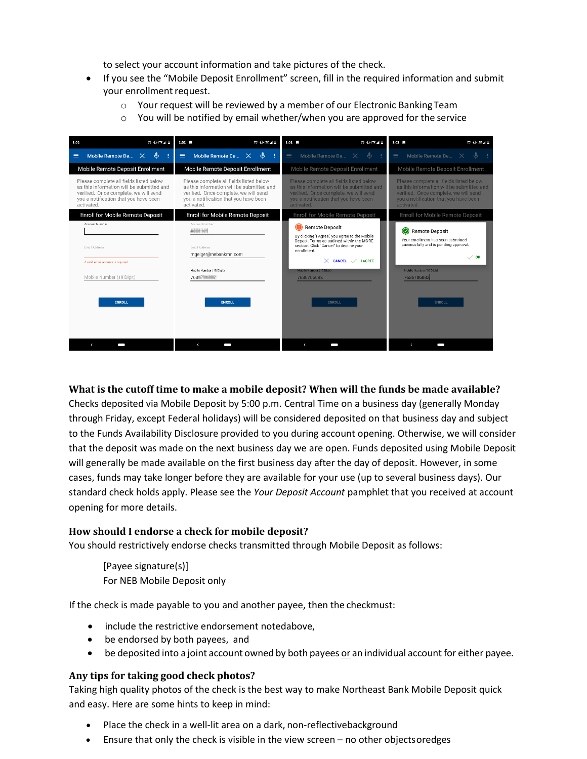to select your account information and take pictures of the check.

- If you see the "Mobile Deposit Enrollment" screen, fill in the required information and submit your enrollment request.
  - Your request will be reviewed by a member of our Electronic Banking Team
  - You will be notified by email whether/when you are approved for the service

### What is the cutoff time to make a mobile deposit? When will the funds be made available?

Checks deposited via Mobile Deposit by 5:00 p.m. Central Time on a business day (generally Monday through Friday, except Federal holidays) will be considered deposited on that business day and subject to the Funds Availability Disclosure provided to you during account opening. Otherwise, we will consider that the deposit was made on the next business day we are open. Funds deposited using Mobile Deposit will generally be made available on the first business day after the day of deposit. However, in some cases, funds may take longer before they are available for your use (up to several business days). Our standard check holds apply. Please see the *Your Deposit Account* pamphlet that you received at account opening for more details.

### How should I endorse a check for mobile deposit?

You should restrictively endorse checks transmitted through Mobile Deposit as follows:

> [Payee signature(s)]
> For NEB Mobile Deposit only

If the check is made payable to you and another payee, then the checkmust:

- include the restrictive endorsement notedabove,
- be endorsed by both payees, and
- be deposited into a joint account owned by both payees or an individual account for either payee.

### Any tips for taking good check photos?

Taking high quality photos of the check is the best way to make Northeast Bank Mobile Deposit quick and easy. Here are some hints to keep in mind:

- Place the check in a well-lit area on a dark, non-reflectivebackground
- Ensure that only the check is visible in the view screen – no other objectsoredges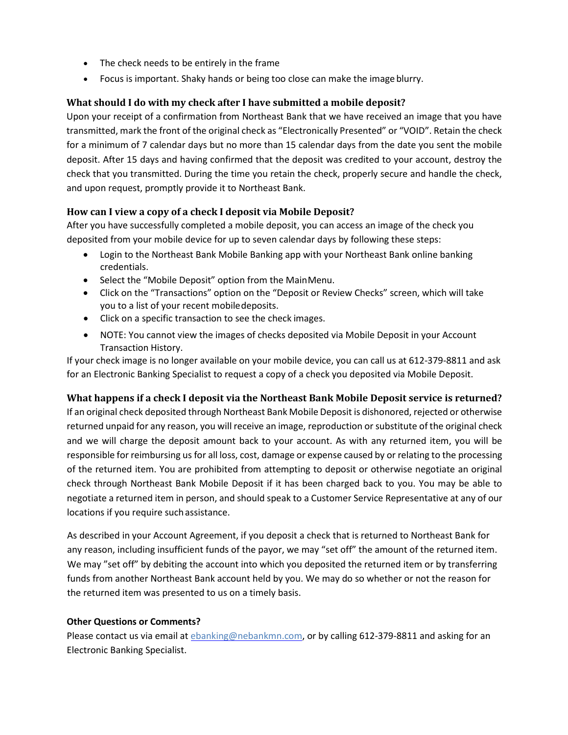- The check needs to be entirely in the frame
- Focus is important. Shaky hands or being too close can make the image blurry.

### What should I do with my check after I have submitted a mobile deposit?

Upon your receipt of a confirmation from Northeast Bank that we have received an image that you have transmitted, mark the front of the original check as “Electronically Presented” or “VOID”. Retain the check for a minimum of 7 calendar days but no more than 15 calendar days from the date you sent the mobile deposit. After 15 days and having confirmed that the deposit was credited to your account, destroy the check that you transmitted. During the time you retain the check, properly secure and handle the check, and upon request, promptly provide it to Northeast Bank.

### How can I view a copy of a check I deposit via Mobile Deposit?

After you have successfully completed a mobile deposit, you can access an image of the check you deposited from your mobile device for up to seven calendar days by following these steps:

- Login to the Northeast Bank Mobile Banking app with your Northeast Bank online banking credentials.
- Select the “Mobile Deposit” option from the Main Menu.
- Click on the “Transactions” option on the “Deposit or Review Checks” screen, which will take you to a list of your recent mobile deposits.
- Click on a specific transaction to see the check images.
- NOTE: You cannot view the images of checks deposited via Mobile Deposit in your Account Transaction History.

If your check image is no longer available on your mobile device, you can call us at 612-379-8811 and ask for an Electronic Banking Specialist to request a copy of a check you deposited via Mobile Deposit.

### What happens if a check I deposit via the Northeast Bank Mobile Deposit service is returned?

If an original check deposited through Northeast Bank Mobile Deposit is dishonored, rejected or otherwise returned unpaid for any reason, you will receive an image, reproduction or substitute of the original check and we will charge the deposit amount back to your account. As with any returned item, you will be responsible for reimbursing us for all loss, cost, damage or expense caused by or relating to the processing of the returned item. You are prohibited from attempting to deposit or otherwise negotiate an original check through Northeast Bank Mobile Deposit if it has been charged back to you. You may be able to negotiate a returned item in person, and should speak to a Customer Service Representative at any of our locations if you require such assistance.

As described in your Account Agreement, if you deposit a check that is returned to Northeast Bank for any reason, including insufficient funds of the payor, we may “set off” the amount of the returned item. We may ”set off” by debiting the account into which you deposited the returned item or by transferring funds from another Northeast Bank account held by you. We may do so whether or not the reason for the returned item was presented to us on a timely basis.

**Other Questions or Comments?**

Please contact us via email at ebanking@nebankmn.com, or by calling 612-379-8811 and asking for an Electronic Banking Specialist.